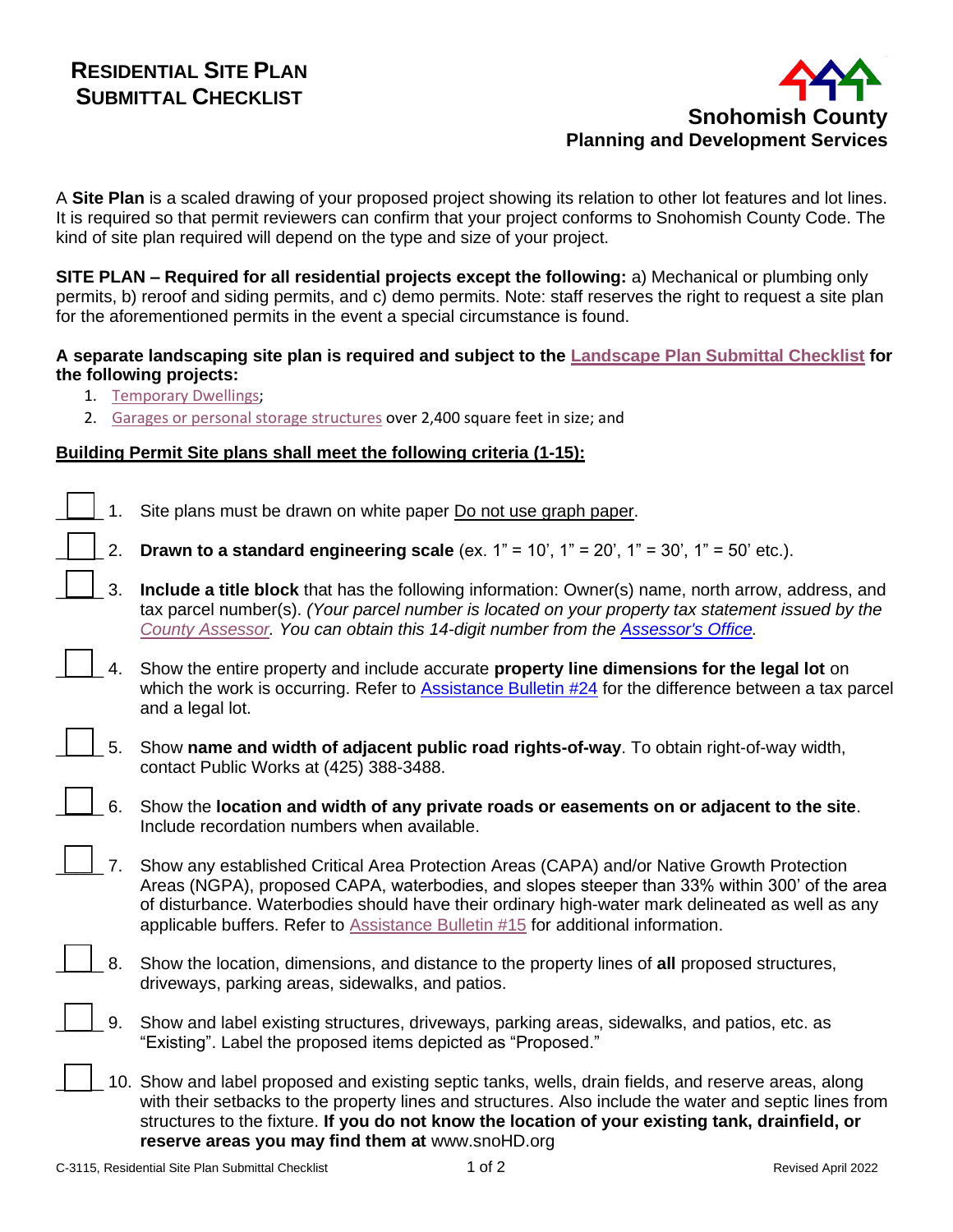# RESIDENTIAL SITE PLAN SUBMITTAL CHECKLIST

**Snohomish County**
**Planning and Development Services**

A **Site Plan** is a scaled drawing of your proposed project showing its relation to other lot features and lot lines. It is required so that permit reviewers can confirm that your project conforms to Snohomish County Code. The kind of site plan required will depend on the type and size of your project.

**SITE PLAN – Required for all residential projects except the following:** a) Mechanical or plumbing only permits, b) reroof and siding permits, and c) demo permits. Note: staff reserves the right to request a site plan for the aforementioned permits in the event a special circumstance is found.

**A separate landscaping site plan is required and subject to the Landscape Plan Submittal Checklist for the following projects:**

1. Temporary Dwellings;
2. Garages or personal storage structures over 2,400 square feet in size; and

**Building Permit Site plans shall meet the following criteria (1-15):**

- [ ] 1. Site plans must be drawn on white paper Do not use graph paper.
- [ ] 2. **Drawn to a standard engineering scale** (ex. 1" = 10', 1" = 20', 1" = 30', 1" = 50' etc.).
- [ ] 3. **Include a title block** that has the following information: Owner(s) name, north arrow, address, and tax parcel number(s). *(Your parcel number is located on your property tax statement issued by the County Assessor. You can obtain this 14-digit number from the Assessor's Office.*
- [ ] 4. Show the entire property and include accurate **property line dimensions for the legal lot** on which the work is occurring. Refer to Assistance Bulletin #24 for the difference between a tax parcel and a legal lot.
- [ ] 5. Show **name and width of adjacent public road rights-of-way**. To obtain right-of-way width, contact Public Works at (425) 388-3488.
- [ ] 6. Show the **location and width of any private roads or easements on or adjacent to the site**. Include recordation numbers when available.
- [ ] 7. Show any established Critical Area Protection Areas (CAPA) and/or Native Growth Protection Areas (NGPA), proposed CAPA, waterbodies, and slopes steeper than 33% within 300' of the area of disturbance. Waterbodies should have their ordinary high-water mark delineated as well as any applicable buffers. Refer to Assistance Bulletin #15 for additional information.
- [ ] 8. Show the location, dimensions, and distance to the property lines of **all** proposed structures, driveways, parking areas, sidewalks, and patios.
- [ ] 9. Show and label existing structures, driveways, parking areas, sidewalks, and patios, etc. as "Existing". Label the proposed items depicted as "Proposed."
- [ ] 10. Show and label proposed and existing septic tanks, wells, drain fields, and reserve areas, along with their setbacks to the property lines and structures. Also include the water and septic lines from structures to the fixture. **If you do not know the location of your existing tank, drainfield, or reserve areas you may find them at** www.snoHD.org

C-3115, Residential Site Plan Submittal Checklist — Revised April 2022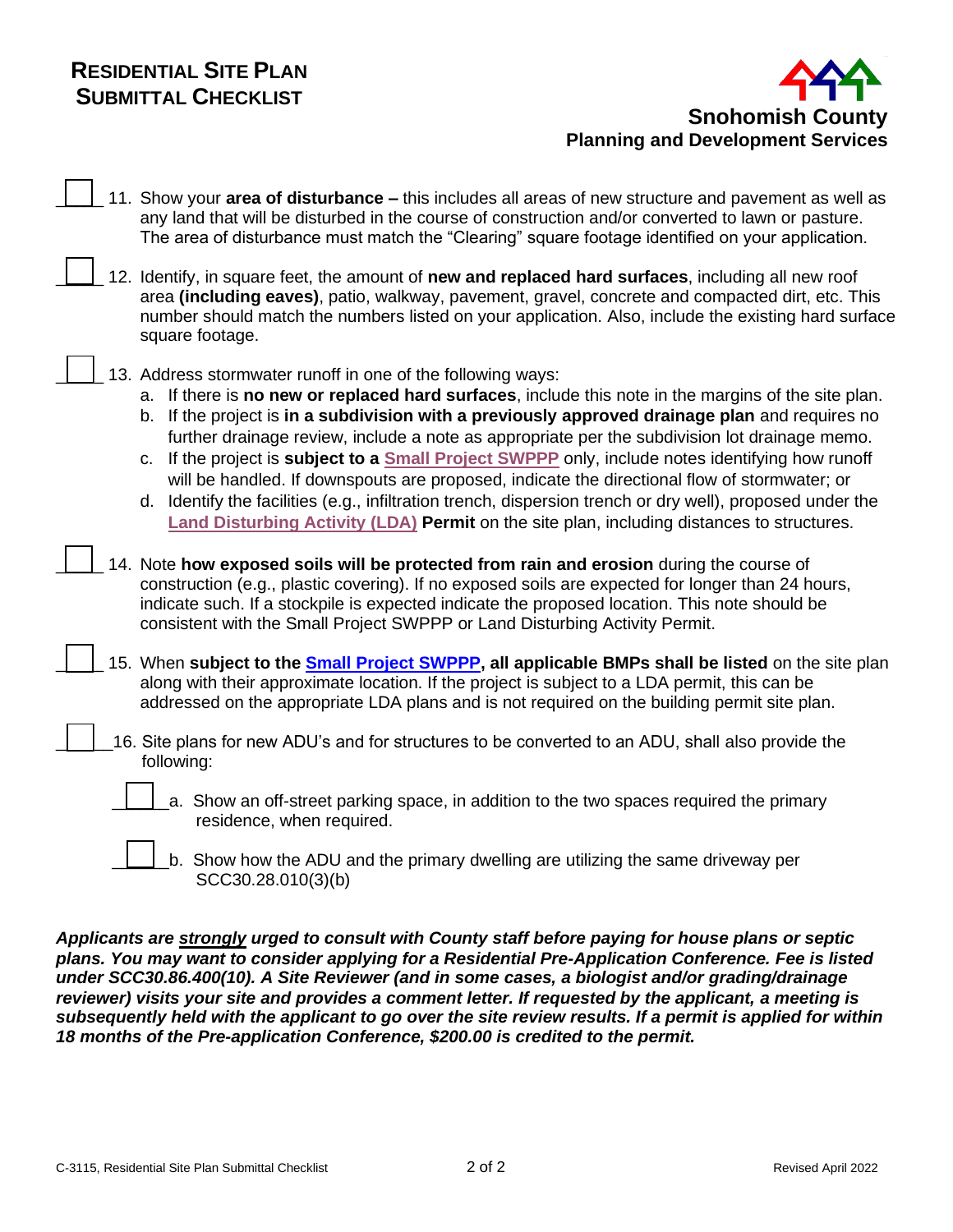# Residential Site Plan Submittal Checklist

**Snohomish County**
**Planning and Development Services**

- [ ] 11. Show your **area of disturbance –** this includes all areas of new structure and pavement as well as any land that will be disturbed in the course of construction and/or converted to lawn or pasture. The area of disturbance must match the "Clearing" square footage identified on your application.

- [ ] 12. Identify, in square feet, the amount of **new and replaced hard surfaces**, including all new roof area **(including eaves)**, patio, walkway, pavement, gravel, concrete and compacted dirt, etc. This number should match the numbers listed on your application. Also, include the existing hard surface square footage.

- [ ] 13. Address stormwater runoff in one of the following ways:
  - a. If there is **no new or replaced hard surfaces**, include this note in the margins of the site plan.
  - b. If the project is **in a subdivision with a previously approved drainage plan** and requires no further drainage review, include a note as appropriate per the subdivision lot drainage memo.
  - c. If the project is **subject to a Small Project SWPPP** only, include notes identifying how runoff will be handled. If downspouts are proposed, indicate the directional flow of stormwater; or
  - d. Identify the facilities (e.g., infiltration trench, dispersion trench or dry well), proposed under the **Land Disturbing Activity (LDA) Permit** on the site plan, including distances to structures.

- [ ] 14. Note **how exposed soils will be protected from rain and erosion** during the course of construction (e.g., plastic covering). If no exposed soils are expected for longer than 24 hours, indicate such. If a stockpile is expected indicate the proposed location. This note should be consistent with the Small Project SWPPP or Land Disturbing Activity Permit.

- [ ] 15. When **subject to the Small Project SWPPP, all applicable BMPs shall be listed** on the site plan along with their approximate location. If the project is subject to a LDA permit, this can be addressed on the appropriate LDA plans and is not required on the building permit site plan.

- [ ] 16. Site plans for new ADU's and for structures to be converted to an ADU, shall also provide the following:
  - [ ] a. Show an off-street parking space, in addition to the two spaces required the primary residence, when required.
  - [ ] b. Show how the ADU and the primary dwelling are utilizing the same driveway per SCC30.28.010(3)(b)

***Applicants are <u>strongly</u> urged to consult with County staff before paying for house plans or septic plans. You may want to consider applying for a Residential Pre-Application Conference. Fee is listed under SCC30.86.400(10). A Site Reviewer (and in some cases, a biologist and/or grading/drainage reviewer) visits your site and provides a comment letter. If requested by the applicant, a meeting is subsequently held with the applicant to go over the site review results. If a permit is applied for within 18 months of the Pre-application Conference, $200.00 is credited to the permit.***

C-3115, Residential Site Plan Submittal Checklist — Revised April 2022